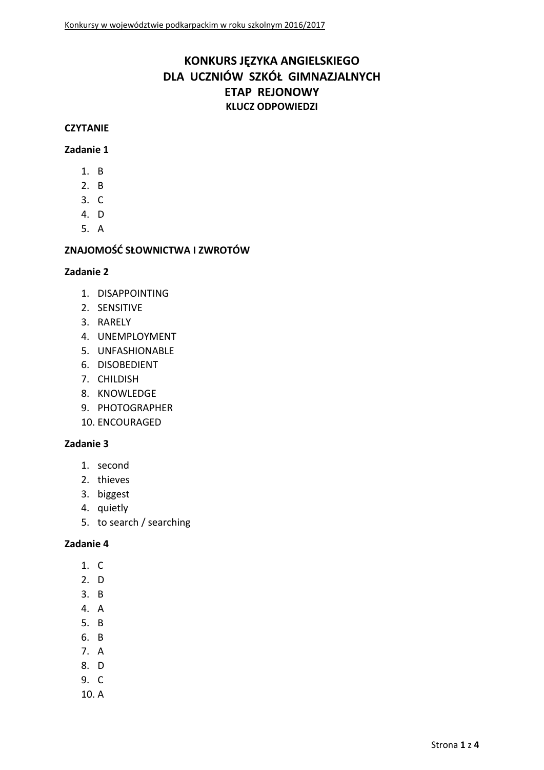# KONKURS JĘZYKA ANGIELSKIEGO
# DLA UCZNIÓW SZKÓŁ GIMNAZJALNYCH
# ETAP REJONOWY
## KLUCZ ODPOWIEDZI

**CZYTANIE**

**Zadanie 1**

1. B
2. B
3. C
4. D
5. A

**ZNAJOMOŚĆ SŁOWNICTWA I ZWROTÓW**

**Zadanie 2**

1. DISAPPOINTING
2. SENSITIVE
3. RARELY
4. UNEMPLOYMENT
5. UNFASHIONABLE
6. DISOBEDIENT
7. CHILDISH
8. KNOWLEDGE
9. PHOTOGRAPHER
10. ENCOURAGED

**Zadanie 3**

1. second
2. thieves
3. biggest
4. quietly
5. to search / searching

**Zadanie 4**

1. C
2. D
3. B
4. A
5. B
6. B
7. A
8. D
9. C
10. A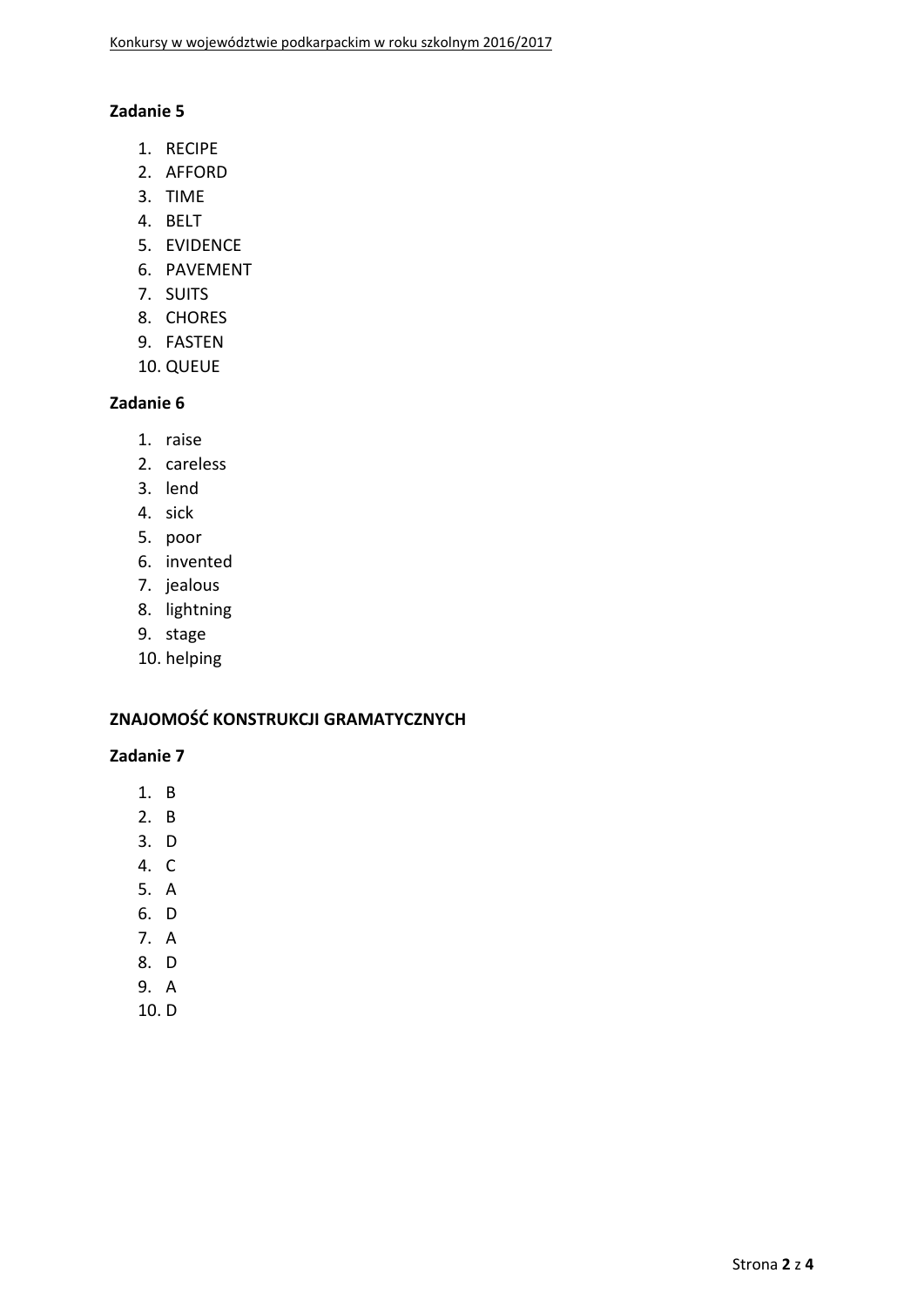**Zadanie 5**

1. RECIPE
2. AFFORD
3. TIME
4. BELT
5. EVIDENCE
6. PAVEMENT
7. SUITS
8. CHORES
9. FASTEN
10. QUEUE

**Zadanie 6**

1. raise
2. careless
3. lend
4. sick
5. poor
6. invented
7. jealous
8. lightning
9. stage
10. helping

## ZNAJOMOŚĆ KONSTRUKCJI GRAMATYCZNYCH

**Zadanie 7**

1. B
2. B
3. D
4. C
5. A
6. D
7. A
8. D
9. A
10. D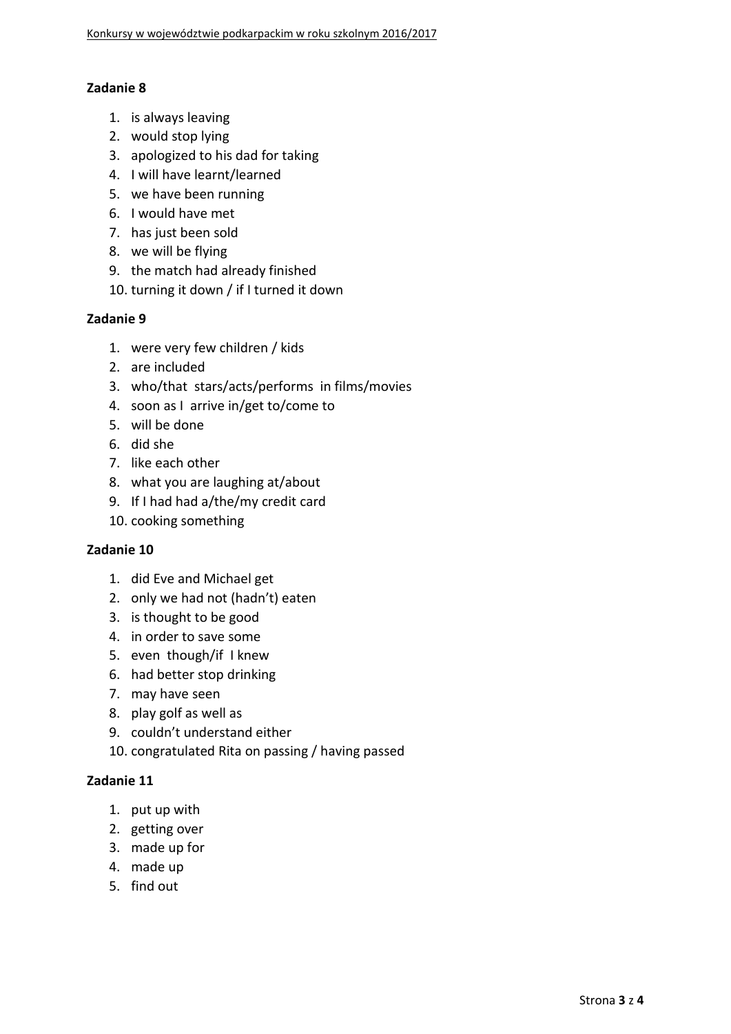**Zadanie 8**

1. is always leaving
2. would stop lying
3. apologized to his dad for taking
4. I will have learnt/learned
5. we have been running
6. I would have met
7. has just been sold
8. we will be flying
9. the match had already finished
10. turning it down / if I turned it down

**Zadanie 9**

1. were very few children / kids
2. are included
3. who/that stars/acts/performs in films/movies
4. soon as I arrive in/get to/come to
5. will be done
6. did she
7. like each other
8. what you are laughing at/about
9. If I had had a/the/my credit card
10. cooking something

**Zadanie 10**

1. did Eve and Michael get
2. only we had not (hadn't) eaten
3. is thought to be good
4. in order to save some
5. even though/if I knew
6. had better stop drinking
7. may have seen
8. play golf as well as
9. couldn't understand either
10. congratulated Rita on passing / having passed

**Zadanie 11**

1. put up with
2. getting over
3. made up for
4. made up
5. find out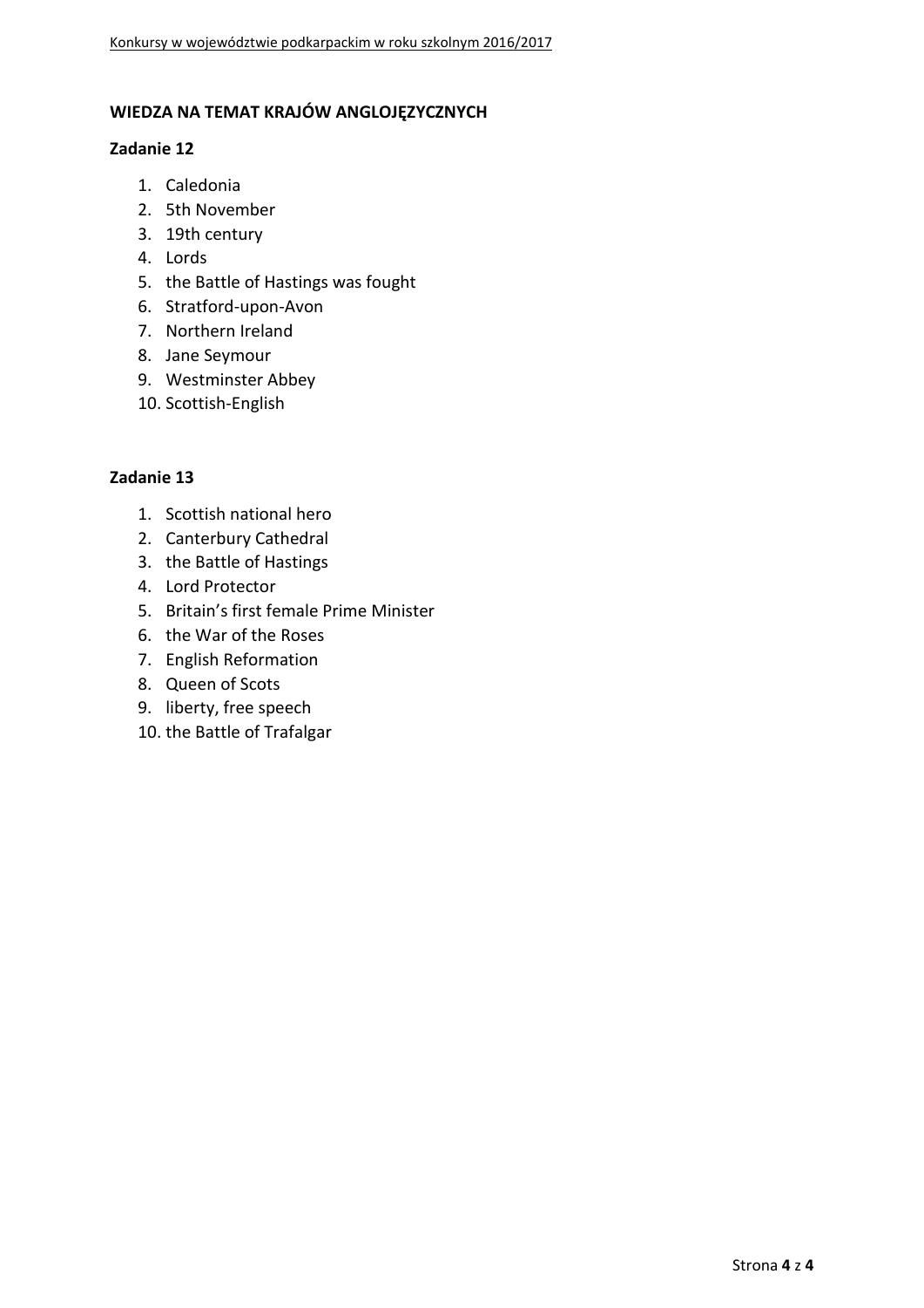## WIEDZA NA TEMAT KRAJÓW ANGLOJĘZYCZNYCH

### Zadanie 12

1. Caledonia
2. 5th November
3. 19th century
4. Lords
5. the Battle of Hastings was fought
6. Stratford-upon-Avon
7. Northern Ireland
8. Jane Seymour
9. Westminster Abbey
10. Scottish-English

### Zadanie 13

1. Scottish national hero
2. Canterbury Cathedral
3. the Battle of Hastings
4. Lord Protector
5. Britain's first female Prime Minister
6. the War of the Roses
7. English Reformation
8. Queen of Scots
9. liberty, free speech
10. the Battle of Trafalgar